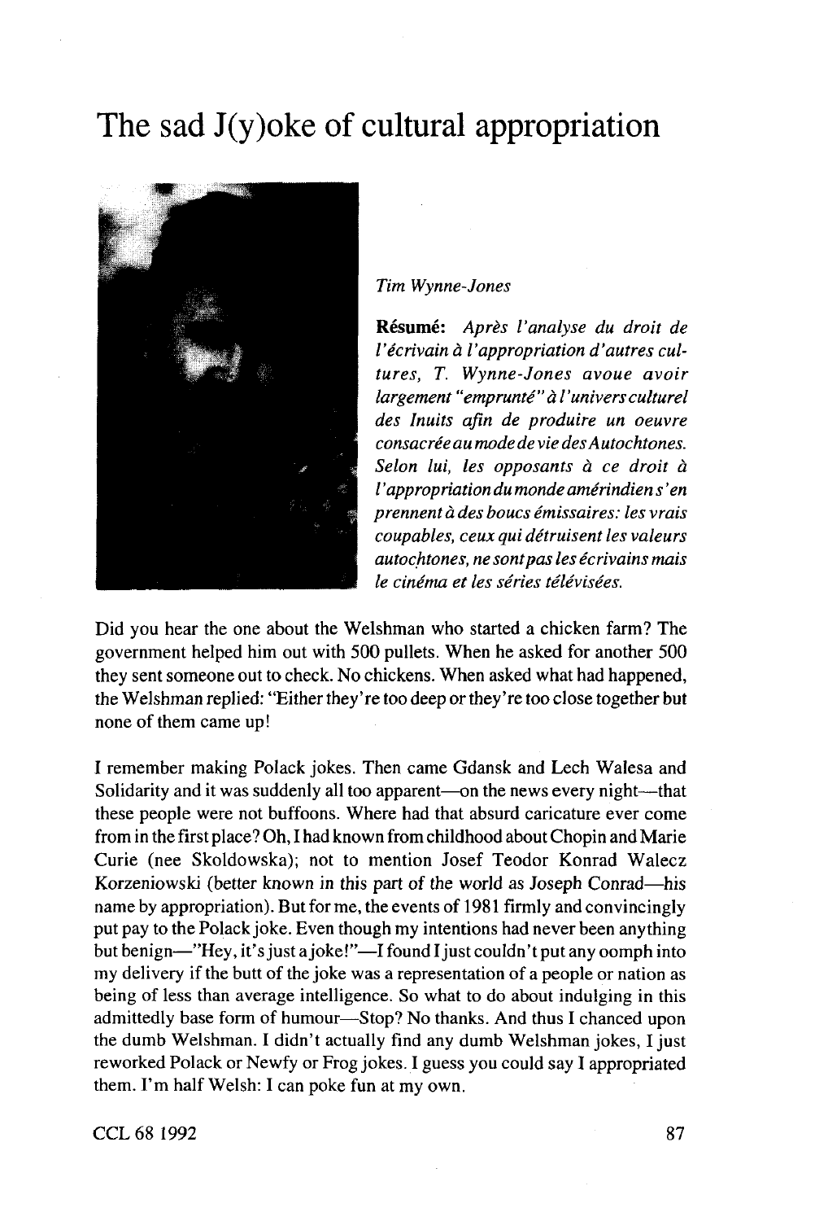# The sad J(y)oke of cultural appropriation

*Tim Wynne-Jones*

**Résumé:** *Après l'analyse du droit de l'écrivain à l'appropriation d'autres cultures, T. Wynne-Jones avoue avoir largement "emprunté" à l'univers culturel des Inuits afin de produire un oeuvre consacrée au mode de vie des Autochtones. Selon lui, les opposants à ce droit à l'appropriation du monde amérindien s'en prennent à des boucs émissaires: les vrais coupables, ceux qui détruisent les valeurs autochtones, ne sont pas les écrivains mais le cinéma et les séries télévisées.*

Did you hear the one about the Welshman who started a chicken farm? The government helped him out with 500 pullets. When he asked for another 500 they sent someone out to check. No chickens. When asked what had happened, the Welshman replied: "Either they're too deep or they're too close together but none of them came up!

I remember making Polack jokes. Then came Gdansk and Lech Walesa and Solidarity and it was suddenly all too apparent—on the news every night—that these people were not buffoons. Where had that absurd caricature ever come from in the first place? Oh, I had known from childhood about Chopin and Marie Curie (nee Skoldowska); not to mention Josef Teodor Konrad Walecz Korzeniowski (better known in this part of the world as Joseph Conrad—his name by appropriation). But for me, the events of 1981 firmly and convincingly put pay to the Polack joke. Even though my intentions had never been anything but benign—"Hey, it's just a joke!"—I found I just couldn't put any oomph into my delivery if the butt of the joke was a representation of a people or nation as being of less than average intelligence. So what to do about indulging in this admittedly base form of humour—Stop? No thanks. And thus I chanced upon the dumb Welshman. I didn't actually find any dumb Welshman jokes, I just reworked Polack or Newfy or Frog jokes. I guess you could say I appropriated them. I'm half Welsh: I can poke fun at my own.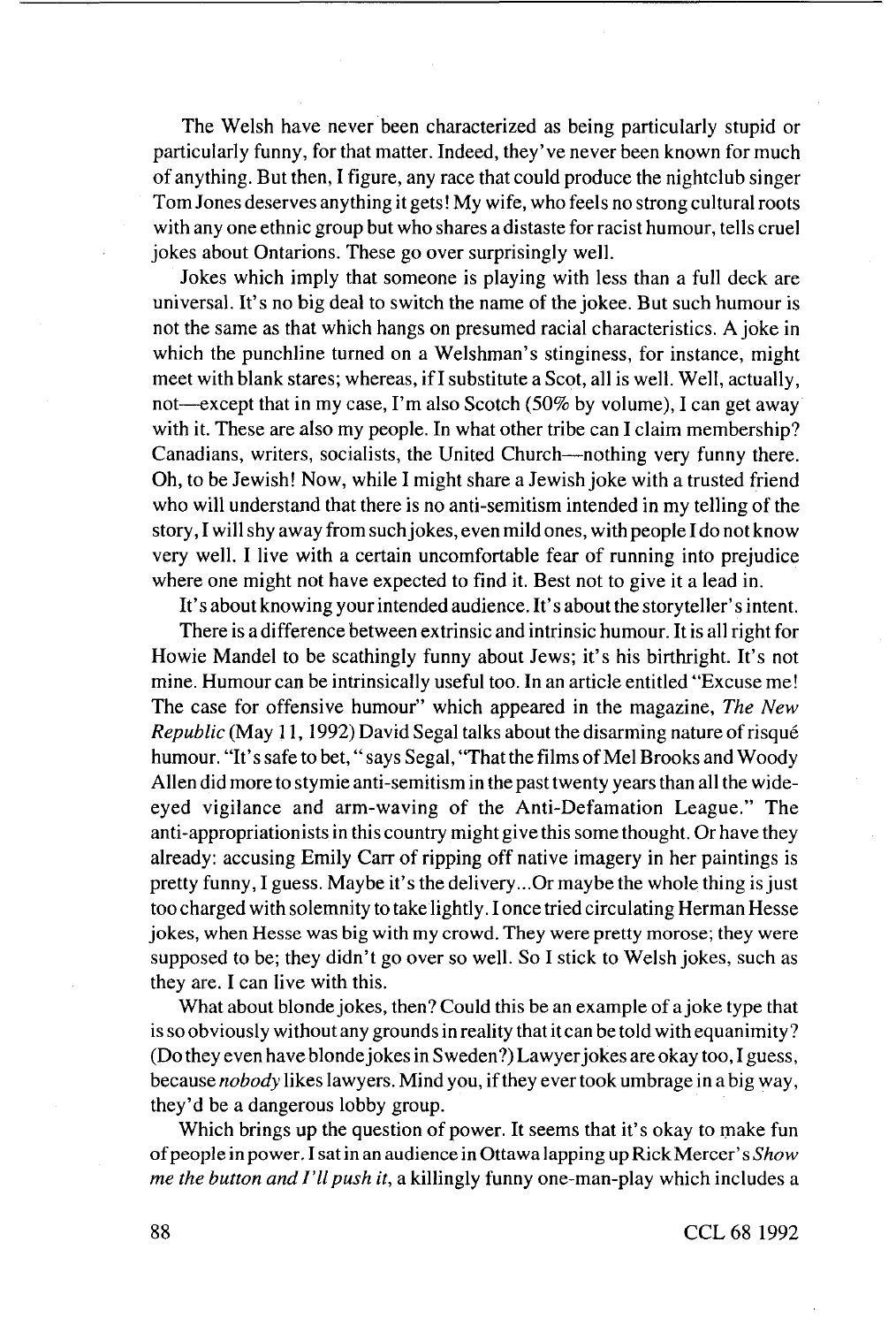The Welsh have never been characterized as being particularly stupid or particularly funny, for that matter. Indeed, they've never been known for much of anything. But then, I figure, any race that could produce the nightclub singer Tom Jones deserves anything it gets! My wife, who feels no strong cultural roots with any one ethnic group but who shares a distaste for racist humour, tells cruel jokes about Ontarions. These go over surprisingly well.

Jokes which imply that someone is playing with less than a full deck are universal. It's no big deal to switch the name of the jokee. But such humour is not the same as that which hangs on presumed racial characteristics. A joke in which the punchline turned on a Welshman's stinginess, for instance, might meet with blank stares; whereas, if I substitute a Scot, all is well. Well, actually, not—except that in my case, I'm also Scotch (50% by volume), I can get away with it. These are also my people. In what other tribe can I claim membership? Canadians, writers, socialists, the United Church—nothing very funny there. Oh, to be Jewish! Now, while I might share a Jewish joke with a trusted friend who will understand that there is no anti-semitism intended in my telling of the story, I will shy away from such jokes, even mild ones, with people I do not know very well. I live with a certain uncomfortable fear of running into prejudice where one might not have expected to find it. Best not to give it a lead in.

It's about knowing your intended audience. It's about the storyteller's intent.

There is a difference between extrinsic and intrinsic humour. It is all right for Howie Mandel to be scathingly funny about Jews; it's his birthright. It's not mine. Humour can be intrinsically useful too. In an article entitled "Excuse me! The case for offensive humour" which appeared in the magazine, *The New Republic* (May 11, 1992) David Segal talks about the disarming nature of risqué humour. "It's safe to bet," says Segal, "That the films of Mel Brooks and Woody Allen did more to stymie anti-semitism in the past twenty years than all the wide-eyed vigilance and arm-waving of the Anti-Defamation League." The anti-appropriationists in this country might give this some thought. Or have they already: accusing Emily Carr of ripping off native imagery in her paintings is pretty funny, I guess. Maybe it's the delivery...Or maybe the whole thing is just too charged with solemnity to take lightly. I once tried circulating Herman Hesse jokes, when Hesse was big with my crowd. They were pretty morose; they were supposed to be; they didn't go over so well. So I stick to Welsh jokes, such as they are. I can live with this.

What about blonde jokes, then? Could this be an example of a joke type that is so obviously without any grounds in reality that it can be told with equanimity? (Do they even have blonde jokes in Sweden?) Lawyer jokes are okay too, I guess, because *nobody* likes lawyers. Mind you, if they ever took umbrage in a big way, they'd be a dangerous lobby group.

Which brings up the question of power. It seems that it's okay to make fun of people in power. I sat in an audience in Ottawa lapping up Rick Mercer's *Show me the button and I'll push it*, a killingly funny one-man-play which includes a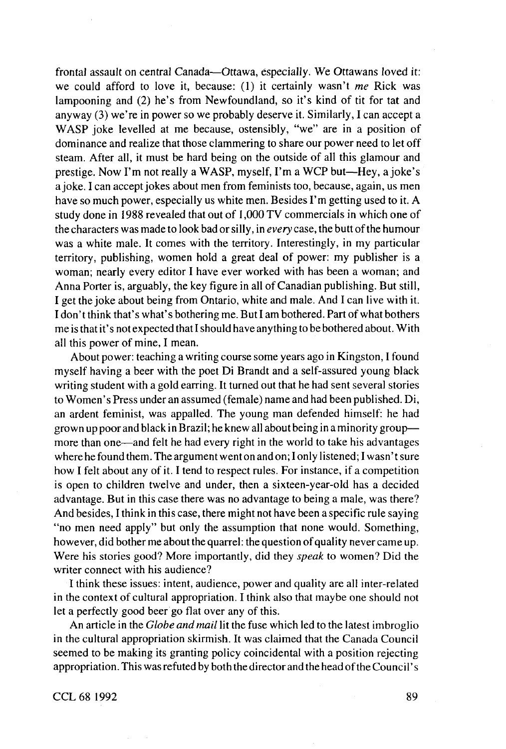frontal assault on central Canada—Ottawa, especially. We Ottawans loved it: we could afford to love it, because: (1) it certainly wasn't *me* Rick was lampooning and (2) he's from Newfoundland, so it's kind of tit for tat and anyway (3) we're in power so we probably deserve it. Similarly, I can accept a WASP joke levelled at me because, ostensibly, "we" are in a position of dominance and realize that those clammering to share our power need to let off steam. After all, it must be hard being on the outside of all this glamour and prestige. Now I'm not really a WASP, myself, I'm a WCP but—Hey, a joke's a joke. I can accept jokes about men from feminists too, because, again, us men have so much power, especially us white men. Besides I'm getting used to it. A study done in 1988 revealed that out of 1,000 TV commercials in which one of the characters was made to look bad or silly, in *every* case, the butt of the humour was a white male. It comes with the territory. Interestingly, in my particular territory, publishing, women hold a great deal of power: my publisher is a woman; nearly every editor I have ever worked with has been a woman; and Anna Porter is, arguably, the key figure in all of Canadian publishing. But still, I get the joke about being from Ontario, white and male. And I can live with it. I don't think that's what's bothering me. But I am bothered. Part of what bothers me is that it's not expected that I should have anything to be bothered about. With all this power of mine, I mean.

About power: teaching a writing course some years ago in Kingston, I found myself having a beer with the poet Di Brandt and a self-assured young black writing student with a gold earring. It turned out that he had sent several stories to Women's Press under an assumed (female) name and had been published. Di, an ardent feminist, was appalled. The young man defended himself: he had grown up poor and black in Brazil; he knew all about being in a minority group—more than one—and felt he had every right in the world to take his advantages where he found them. The argument went on and on; I only listened; I wasn't sure how I felt about any of it. I tend to respect rules. For instance, if a competition is open to children twelve and under, then a sixteen-year-old has a decided advantage. But in this case there was no advantage to being a male, was there? And besides, I think in this case, there might not have been a specific rule saying "no men need apply" but only the assumption that none would. Something, however, did bother me about the quarrel: the question of quality never came up. Were his stories good? More importantly, did they *speak* to women? Did the writer connect with his audience?

I think these issues: intent, audience, power and quality are all inter-related in the context of cultural appropriation. I think also that maybe one should not let a perfectly good beer go flat over any of this.

An article in the *Globe and mail* lit the fuse which led to the latest imbroglio in the cultural appropriation skirmish. It was claimed that the Canada Council seemed to be making its granting policy coincidental with a position rejecting appropriation. This was refuted by both the director and the head of the Council's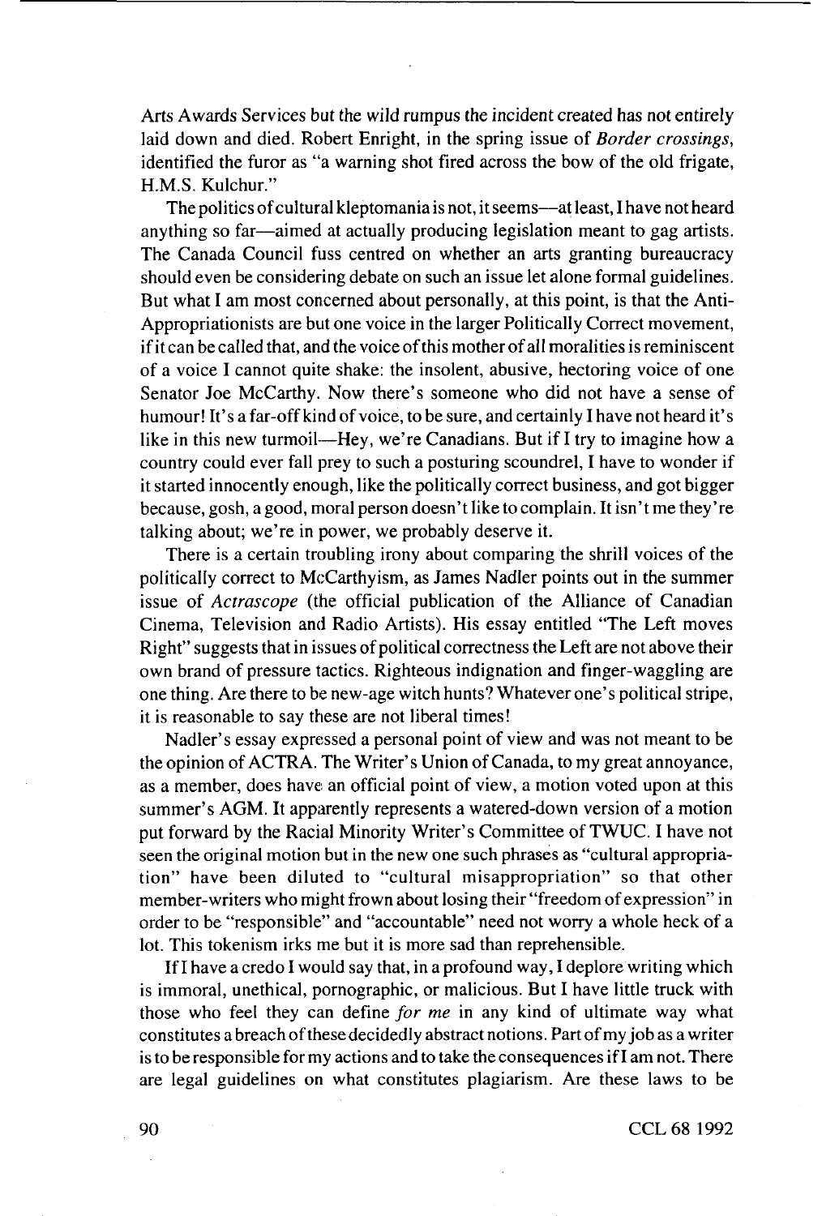Arts Awards Services but the wild rumpus the incident created has not entirely laid down and died. Robert Enright, in the spring issue of *Border crossings*, identified the furor as "a warning shot fired across the bow of the old frigate, H.M.S. Kulchur."

The politics of cultural kleptomania is not, it seems—at least, I have not heard anything so far—aimed at actually producing legislation meant to gag artists. The Canada Council fuss centred on whether an arts granting bureaucracy should even be considering debate on such an issue let alone formal guidelines. But what I am most concerned about personally, at this point, is that the Anti-Appropriationists are but one voice in the larger Politically Correct movement, if it can be called that, and the voice of this mother of all moralities is reminiscent of a voice I cannot quite shake: the insolent, abusive, hectoring voice of one Senator Joe McCarthy. Now there's someone who did not have a sense of humour! It's a far-off kind of voice, to be sure, and certainly I have not heard it's like in this new turmoil—Hey, we're Canadians. But if I try to imagine how a country could ever fall prey to such a posturing scoundrel, I have to wonder if it started innocently enough, like the politically correct business, and got bigger because, gosh, a good, moral person doesn't like to complain. It isn't me they're talking about; we're in power, we probably deserve it.

There is a certain troubling irony about comparing the shrill voices of the politically correct to McCarthyism, as James Nadler points out in the summer issue of *Actrascope* (the official publication of the Alliance of Canadian Cinema, Television and Radio Artists). His essay entitled "The Left moves Right" suggests that in issues of political correctness the Left are not above their own brand of pressure tactics. Righteous indignation and finger-waggling are one thing. Are there to be new-age witch hunts? Whatever one's political stripe, it is reasonable to say these are not liberal times!

Nadler's essay expressed a personal point of view and was not meant to be the opinion of ACTRA. The Writer's Union of Canada, to my great annoyance, as a member, does have an official point of view, a motion voted upon at this summer's AGM. It apparently represents a watered-down version of a motion put forward by the Racial Minority Writer's Committee of TWUC. I have not seen the original motion but in the new one such phrases as "cultural appropriation" have been diluted to "cultural misappropriation" so that other member-writers who might frown about losing their "freedom of expression" in order to be "responsible" and "accountable" need not worry a whole heck of a lot. This tokenism irks me but it is more sad than reprehensible.

If I have a credo I would say that, in a profound way, I deplore writing which is immoral, unethical, pornographic, or malicious. But I have little truck with those who feel they can define *for me* in any kind of ultimate way what constitutes a breach of these decidedly abstract notions. Part of my job as a writer is to be responsible for my actions and to take the consequences if I am not. There are legal guidelines on what constitutes plagiarism. Are these laws to be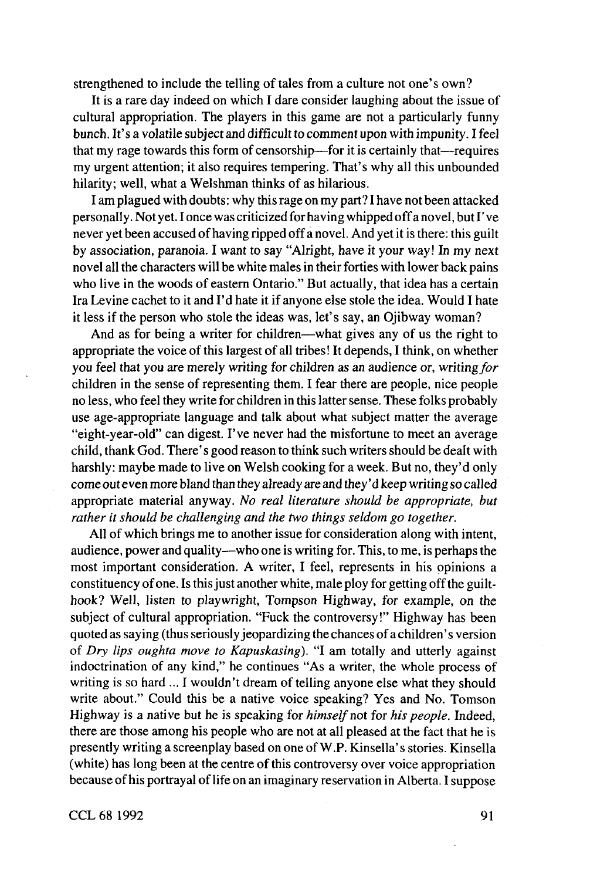strengthened to include the telling of tales from a culture not one's own?

It is a rare day indeed on which I dare consider laughing about the issue of cultural appropriation. The players in this game are not a particularly funny bunch. It's a volatile subject and difficult to comment upon with impunity. I feel that my rage towards this form of censorship—for it is certainly that—requires my urgent attention; it also requires tempering. That's why all this unbounded hilarity; well, what a Welshman thinks of as hilarious.

I am plagued with doubts: why this rage on my part? I have not been attacked personally. Not yet. I once was criticized for having whipped off a novel, but I've never yet been accused of having ripped off a novel. And yet it is there: this guilt by association, paranoia. I want to say "Alright, have it your way! In my next novel all the characters will be white males in their forties with lower back pains who live in the woods of eastern Ontario." But actually, that idea has a certain Ira Levine cachet to it and I'd hate it if anyone else stole the idea. Would I hate it less if the person who stole the ideas was, let's say, an Ojibway woman?

And as for being a writer for children—what gives any of us the right to appropriate the voice of this largest of all tribes! It depends, I think, on whether you feel that you are merely writing for children as an audience or, writing *for* children in the sense of representing them. I fear there are people, nice people no less, who feel they write for children in this latter sense. These folks probably use age-appropriate language and talk about what subject matter the average "eight-year-old" can digest. I've never had the misfortune to meet an average child, thank God. There's good reason to think such writers should be dealt with harshly: maybe made to live on Welsh cooking for a week. But no, they'd only come out even more bland than they already are and they'd keep writing so called appropriate material anyway. *No real literature should be appropriate, but rather it should be challenging and the two things seldom go together.*

All of which brings me to another issue for consideration along with intent, audience, power and quality—who one is writing for. This, to me, is perhaps the most important consideration. A writer, I feel, represents in his opinions a constituency of one. Is this just another white, male ploy for getting off the guilt-hook? Well, listen to playwright, Tompson Highway, for example, on the subject of cultural appropriation. "Fuck the controversy!" Highway has been quoted as saying (thus seriously jeopardizing the chances of a children's version of *Dry lips oughta move to Kapuskasing*). "I am totally and utterly against indoctrination of any kind," he continues "As a writer, the whole process of writing is so hard ... I wouldn't dream of telling anyone else what they should write about." Could this be a native voice speaking? Yes and No. Tomson Highway is a native but he is speaking for *himself* not for *his people*. Indeed, there are those among his people who are not at all pleased at the fact that he is presently writing a screenplay based on one of W.P. Kinsella's stories. Kinsella (white) has long been at the centre of this controversy over voice appropriation because of his portrayal of life on an imaginary reservation in Alberta. I suppose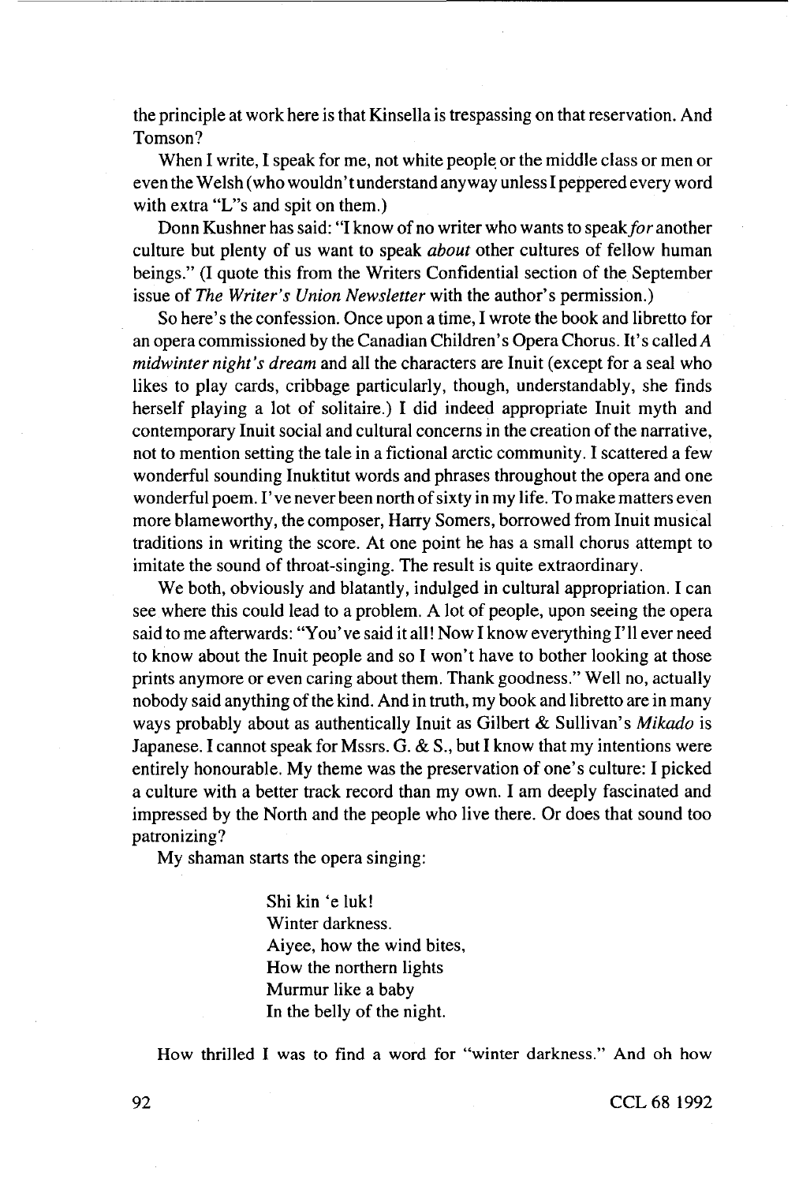the principle at work here is that Kinsella is trespassing on that reservation. And Tomson?

When I write, I speak for me, not white people or the middle class or men or even the Welsh (who wouldn't understand anyway unless I peppered every word with extra "L"s and spit on them.)

Donn Kushner has said: "I know of no writer who wants to speak *for* another culture but plenty of us want to speak *about* other cultures of fellow human beings." (I quote this from the Writers Confidential section of the September issue of *The Writer's Union Newsletter* with the author's permission.)

So here's the confession. Once upon a time, I wrote the book and libretto for an opera commissioned by the Canadian Children's Opera Chorus. It's called *A midwinter night's dream* and all the characters are Inuit (except for a seal who likes to play cards, cribbage particularly, though, understandably, she finds herself playing a lot of solitaire.) I did indeed appropriate Inuit myth and contemporary Inuit social and cultural concerns in the creation of the narrative, not to mention setting the tale in a fictional arctic community. I scattered a few wonderful sounding Inuktitut words and phrases throughout the opera and one wonderful poem. I've never been north of sixty in my life. To make matters even more blameworthy, the composer, Harry Somers, borrowed from Inuit musical traditions in writing the score. At one point he has a small chorus attempt to imitate the sound of throat-singing. The result is quite extraordinary.

We both, obviously and blatantly, indulged in cultural appropriation. I can see where this could lead to a problem. A lot of people, upon seeing the opera said to me afterwards: "You've said it all! Now I know everything I'll ever need to know about the Inuit people and so I won't have to bother looking at those prints anymore or even caring about them. Thank goodness." Well no, actually nobody said anything of the kind. And in truth, my book and libretto are in many ways probably about as authentically Inuit as Gilbert & Sullivan's *Mikado* is Japanese. I cannot speak for Mssrs. G. & S., but I know that my intentions were entirely honourable. My theme was the preservation of one's culture: I picked a culture with a better track record than my own. I am deeply fascinated and impressed by the North and the people who live there. Or does that sound too patronizing?

My shaman starts the opera singing:

> Shi kin 'e luk!
> Winter darkness.
> Aiyee, how the wind bites,
> How the northern lights
> Murmur like a baby
> In the belly of the night.

How thrilled I was to find a word for "winter darkness." And oh how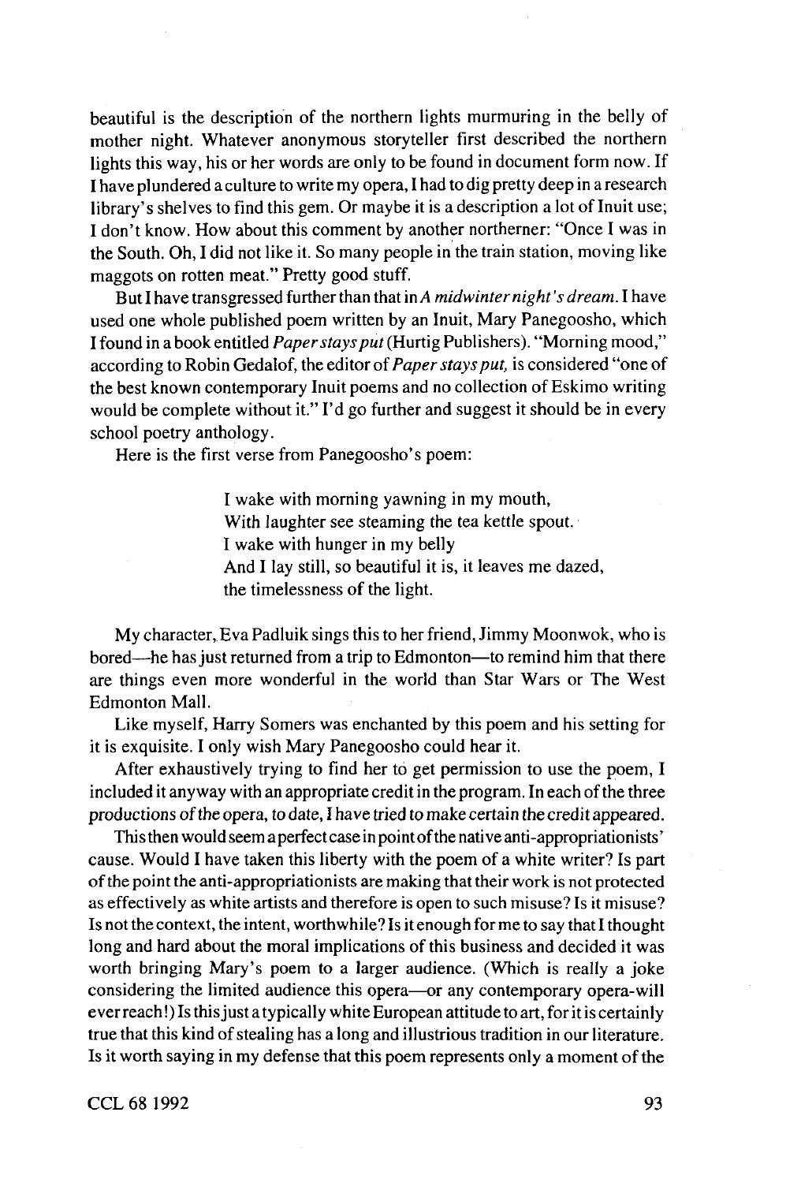beautiful is the description of the northern lights murmuring in the belly of mother night. Whatever anonymous storyteller first described the northern lights this way, his or her words are only to be found in document form now. If I have plundered a culture to write my opera, I had to dig pretty deep in a research library's shelves to find this gem. Or maybe it is a description a lot of Inuit use; I don't know. How about this comment by another northerner: "Once I was in the South. Oh, I did not like it. So many people in the train station, moving like maggots on rotten meat." Pretty good stuff.

But I have transgressed further than that in *A midwinter night's dream.* I have used one whole published poem written by an Inuit, Mary Panegoosho, which I found in a book entitled *Paper stays put* (Hurtig Publishers). "Morning mood," according to Robin Gedalof, the editor of *Paper stays put,* is considered "one of the best known contemporary Inuit poems and no collection of Eskimo writing would be complete without it." I'd go further and suggest it should be in every school poetry anthology.

Here is the first verse from Panegoosho's poem:

> I wake with morning yawning in my mouth,
> With laughter see steaming the tea kettle spout.
> I wake with hunger in my belly
> And I lay still, so beautiful it is, it leaves me dazed,
> the timelessness of the light.

My character, Eva Padluik sings this to her friend, Jimmy Moonwok, who is bored—he has just returned from a trip to Edmonton—to remind him that there are things even more wonderful in the world than Star Wars or The West Edmonton Mall.

Like myself, Harry Somers was enchanted by this poem and his setting for it is exquisite. I only wish Mary Panegoosho could hear it.

After exhaustively trying to find her to get permission to use the poem, I included it anyway with an appropriate credit in the program. In each of the three productions of the opera, to date, I have tried to make certain the credit appeared.

This then would seem a perfect case in point of the native anti-appropriationists' cause. Would I have taken this liberty with the poem of a white writer? Is part of the point the anti-appropriationists are making that their work is not protected as effectively as white artists and therefore is open to such misuse? Is it misuse? Is not the context, the intent, worthwhile? Is it enough for me to say that I thought long and hard about the moral implications of this business and decided it was worth bringing Mary's poem to a larger audience. (Which is really a joke considering the limited audience this opera—or any contemporary opera-will ever reach!) Is this just a typically white European attitude to art, for it is certainly true that this kind of stealing has a long and illustrious tradition in our literature. Is it worth saying in my defense that this poem represents only a moment of the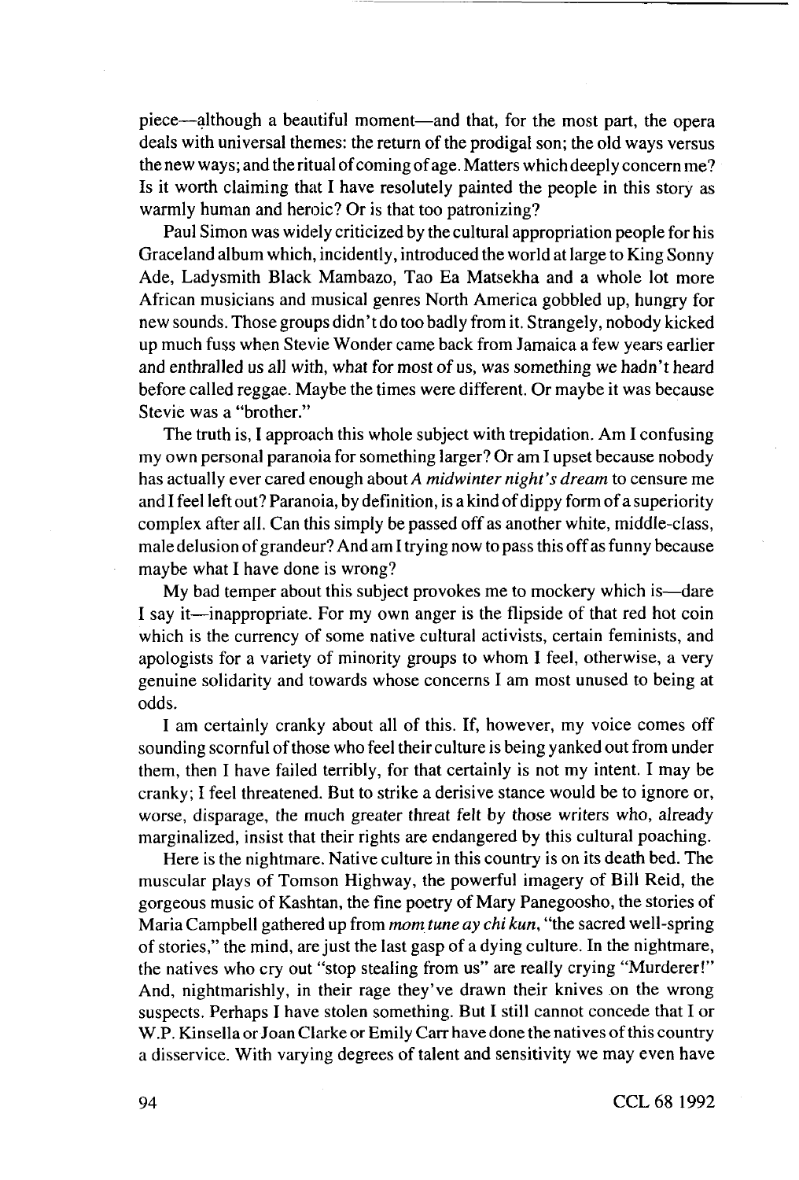piece—although a beautiful moment—and that, for the most part, the opera deals with universal themes: the return of the prodigal son; the old ways versus the new ways; and the ritual of coming of age. Matters which deeply concern me? Is it worth claiming that I have resolutely painted the people in this story as warmly human and heroic? Or is that too patronizing?

Paul Simon was widely criticized by the cultural appropriation people for his Graceland album which, incidently, introduced the world at large to King Sonny Ade, Ladysmith Black Mambazo, Tao Ea Matsekha and a whole lot more African musicians and musical genres North America gobbled up, hungry for new sounds. Those groups didn't do too badly from it. Strangely, nobody kicked up much fuss when Stevie Wonder came back from Jamaica a few years earlier and enthralled us all with, what for most of us, was something we hadn't heard before called reggae. Maybe the times were different. Or maybe it was because Stevie was a "brother."

The truth is, I approach this whole subject with trepidation. Am I confusing my own personal paranoia for something larger? Or am I upset because nobody has actually ever cared enough about *A midwinter night's dream* to censure me and I feel left out? Paranoia, by definition, is a kind of dippy form of a superiority complex after all. Can this simply be passed off as another white, middle-class, male delusion of grandeur? And am I trying now to pass this off as funny because maybe what I have done is wrong?

My bad temper about this subject provokes me to mockery which is—dare I say it—inappropriate. For my own anger is the flipside of that red hot coin which is the currency of some native cultural activists, certain feminists, and apologists for a variety of minority groups to whom I feel, otherwise, a very genuine solidarity and towards whose concerns I am most unused to being at odds.

I am certainly cranky about all of this. If, however, my voice comes off sounding scornful of those who feel their culture is being yanked out from under them, then I have failed terribly, for that certainly is not my intent. I may be cranky; I feel threatened. But to strike a derisive stance would be to ignore or, worse, disparage, the much greater threat felt by those writers who, already marginalized, insist that their rights are endangered by this cultural poaching.

Here is the nightmare. Native culture in this country is on its death bed. The muscular plays of Tomson Highway, the powerful imagery of Bill Reid, the gorgeous music of Kashtan, the fine poetry of Mary Panegoosho, the stories of Maria Campbell gathered up from *mom tune ay chi kun*, "the sacred well-spring of stories," the mind, are just the last gasp of a dying culture. In the nightmare, the natives who cry out "stop stealing from us" are really crying "Murderer!" And, nightmarishly, in their rage they've drawn their knives on the wrong suspects. Perhaps I have stolen something. But I still cannot concede that I or W.P. Kinsella or Joan Clarke or Emily Carr have done the natives of this country a disservice. With varying degrees of talent and sensitivity we may even have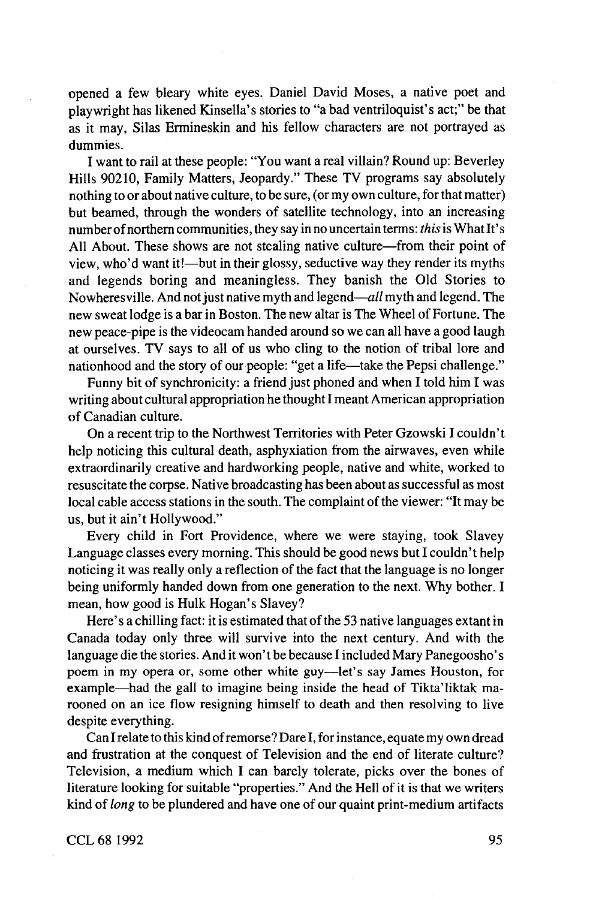opened a few bleary white eyes. Daniel David Moses, a native poet and playwright has likened Kinsella's stories to "a bad ventriloquist's act;" be that as it may, Silas Ermineskin and his fellow characters are not portrayed as dummies.

I want to rail at these people: "You want a real villain? Round up: Beverley Hills 90210, Family Matters, Jeopardy." These TV programs say absolutely nothing to or about native culture, to be sure, (or my own culture, for that matter) but beamed, through the wonders of satellite technology, into an increasing number of northern communities, they say in no uncertain terms: *this* is What It's All About. These shows are not stealing native culture—from their point of view, who'd want it!—but in their glossy, seductive way they render its myths and legends boring and meaningless. They banish the Old Stories to Nowheresville. And not just native myth and legend—*all* myth and legend. The new sweat lodge is a bar in Boston. The new altar is The Wheel of Fortune. The new peace-pipe is the videocam handed around so we can all have a good laugh at ourselves. TV says to all of us who cling to the notion of tribal lore and nationhood and the story of our people: "get a life—take the Pepsi challenge."

Funny bit of synchronicity: a friend just phoned and when I told him I was writing about cultural appropriation he thought I meant American appropriation of Canadian culture.

On a recent trip to the Northwest Territories with Peter Gzowski I couldn't help noticing this cultural death, asphyxiation from the airwaves, even while extraordinarily creative and hardworking people, native and white, worked to resuscitate the corpse. Native broadcasting has been about as successful as most local cable access stations in the south. The complaint of the viewer: "It may be us, but it ain't Hollywood."

Every child in Fort Providence, where we were staying, took Slavey Language classes every morning. This should be good news but I couldn't help noticing it was really only a reflection of the fact that the language is no longer being uniformly handed down from one generation to the next. Why bother. I mean, how good is Hulk Hogan's Slavey?

Here's a chilling fact: it is estimated that of the 53 native languages extant in Canada today only three will survive into the next century. And with the language die the stories. And it won't be because I included Mary Panegoosho's poem in my opera or, some other white guy—let's say James Houston, for example—had the gall to imagine being inside the head of Tikta'liktak marooned on an ice flow resigning himself to death and then resolving to live despite everything.

Can I relate to this kind of remorse? Dare I, for instance, equate my own dread and frustration at the conquest of Television and the end of literate culture? Television, a medium which I can barely tolerate, picks over the bones of literature looking for suitable "properties." And the Hell of it is that we writers kind of *long* to be plundered and have one of our quaint print-medium artifacts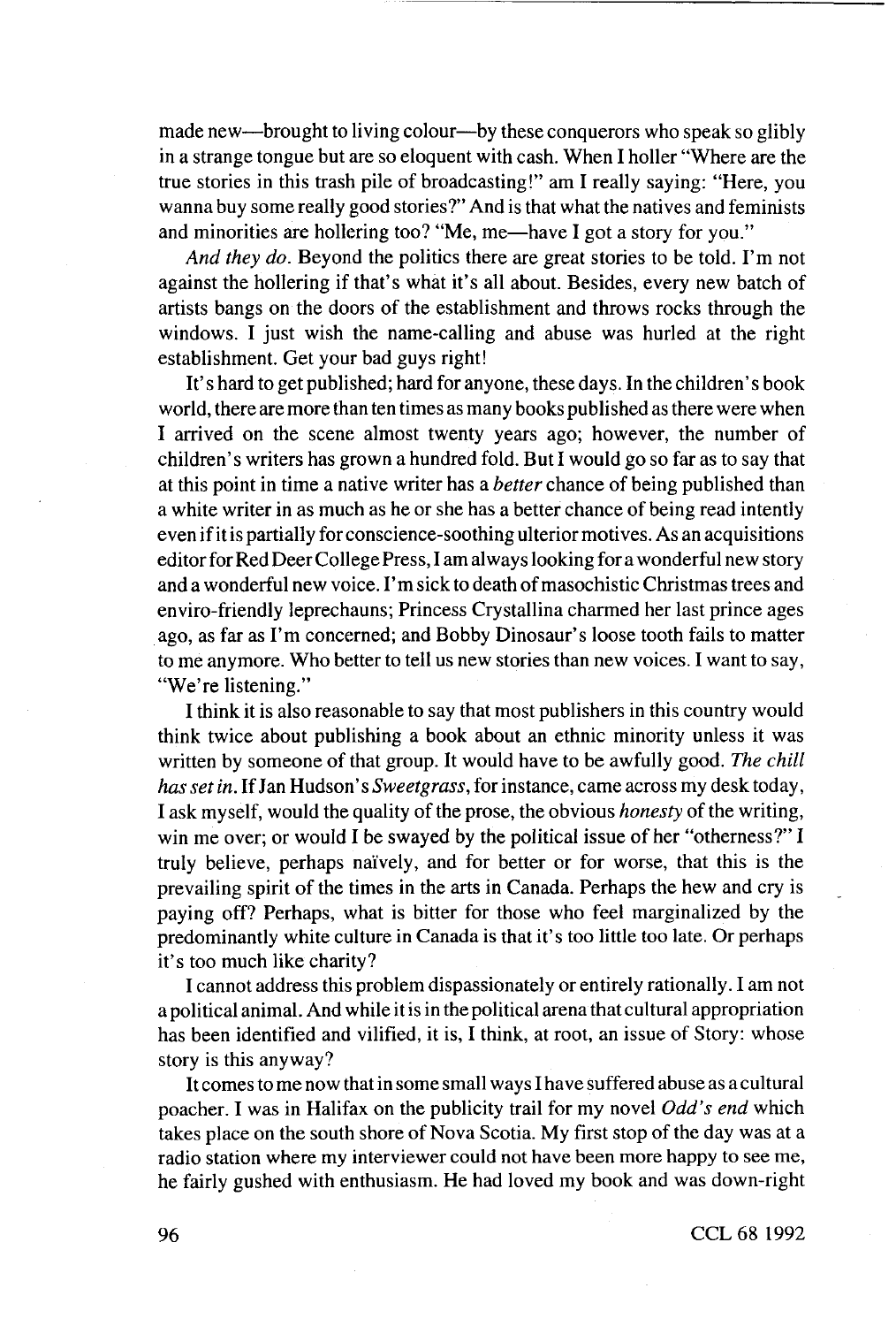made new—brought to living colour—by these conquerors who speak so glibly in a strange tongue but are so eloquent with cash. When I holler "Where are the true stories in this trash pile of broadcasting!" am I really saying: "Here, you wanna buy some really good stories?" And is that what the natives and feminists and minorities are hollering too? "Me, me—have I got a story for you."

*And they do.* Beyond the politics there are great stories to be told. I'm not against the hollering if that's what it's all about. Besides, every new batch of artists bangs on the doors of the establishment and throws rocks through the windows. I just wish the name-calling and abuse was hurled at the right establishment. Get your bad guys right!

It's hard to get published; hard for anyone, these days. In the children's book world, there are more than ten times as many books published as there were when I arrived on the scene almost twenty years ago; however, the number of children's writers has grown a hundred fold. But I would go so far as to say that at this point in time a native writer has a *better* chance of being published than a white writer in as much as he or she has a better chance of being read intently even if it is partially for conscience-soothing ulterior motives. As an acquisitions editor for Red Deer College Press, I am always looking for a wonderful new story and a wonderful new voice. I'm sick to death of masochistic Christmas trees and enviro-friendly leprechauns; Princess Crystallina charmed her last prince ages ago, as far as I'm concerned; and Bobby Dinosaur's loose tooth fails to matter to me anymore. Who better to tell us new stories than new voices. I want to say, "We're listening."

I think it is also reasonable to say that most publishers in this country would think twice about publishing a book about an ethnic minority unless it was written by someone of that group. It would have to be awfully good. *The chill has set in.* If Jan Hudson's *Sweetgrass*, for instance, came across my desk today, I ask myself, would the quality of the prose, the obvious *honesty* of the writing, win me over; or would I be swayed by the political issue of her "otherness?" I truly believe, perhaps naïvely, and for better or for worse, that this is the prevailing spirit of the times in the arts in Canada. Perhaps the hew and cry is paying off? Perhaps, what is bitter for those who feel marginalized by the predominantly white culture in Canada is that it's too little too late. Or perhaps it's too much like charity?

I cannot address this problem dispassionately or entirely rationally. I am not a political animal. And while it is in the political arena that cultural appropriation has been identified and vilified, it is, I think, at root, an issue of Story: whose story is this anyway?

It comes to me now that in some small ways I have suffered abuse as a cultural poacher. I was in Halifax on the publicity trail for my novel *Odd's end* which takes place on the south shore of Nova Scotia. My first stop of the day was at a radio station where my interviewer could not have been more happy to see me, he fairly gushed with enthusiasm. He had loved my book and was down-right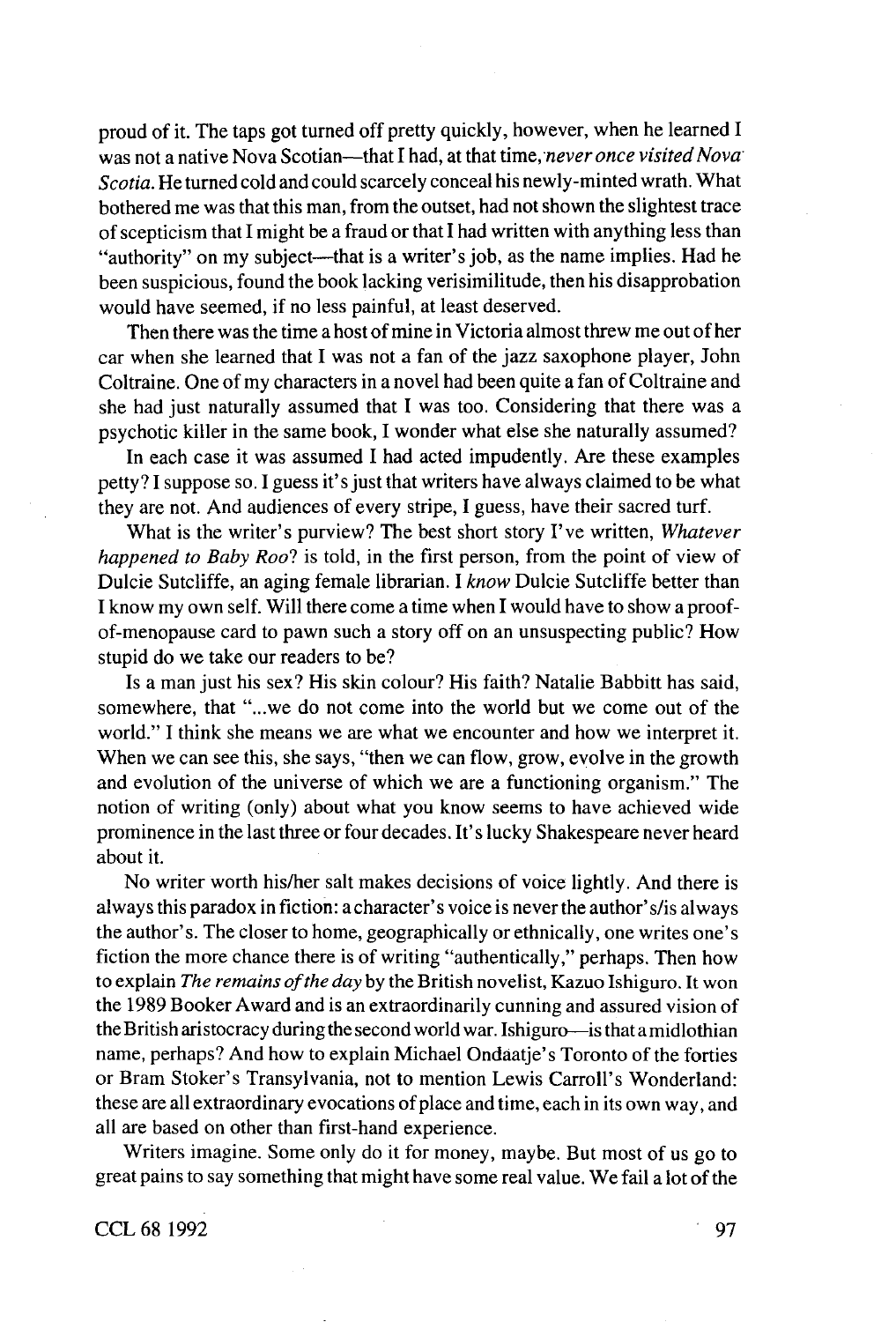proud of it. The taps got turned off pretty quickly, however, when he learned I was not a native Nova Scotian—that I had, at that time, *never once visited Nova Scotia.* He turned cold and could scarcely conceal his newly-minted wrath. What bothered me was that this man, from the outset, had not shown the slightest trace of scepticism that I might be a fraud or that I had written with anything less than "authority" on my subject—that is a writer's job, as the name implies. Had he been suspicious, found the book lacking verisimilitude, then his disapprobation would have seemed, if no less painful, at least deserved.

Then there was the time a host of mine in Victoria almost threw me out of her car when she learned that I was not a fan of the jazz saxophone player, John Coltraine. One of my characters in a novel had been quite a fan of Coltraine and she had just naturally assumed that I was too. Considering that there was a psychotic killer in the same book, I wonder what else she naturally assumed?

In each case it was assumed I had acted impudently. Are these examples petty? I suppose so. I guess it's just that writers have always claimed to be what they are not. And audiences of every stripe, I guess, have their sacred turf.

What is the writer's purview? The best short story I've written, *Whatever happened to Baby Roo*? is told, in the first person, from the point of view of Dulcie Sutcliffe, an aging female librarian. I *know* Dulcie Sutcliffe better than I know my own self. Will there come a time when I would have to show a proof-of-menopause card to pawn such a story off on an unsuspecting public? How stupid do we take our readers to be?

Is a man just his sex? His skin colour? His faith? Natalie Babbitt has said, somewhere, that "...we do not come into the world but we come out of the world." I think she means we are what we encounter and how we interpret it. When we can see this, she says, "then we can flow, grow, evolve in the growth and evolution of the universe of which we are a functioning organism." The notion of writing (only) about what you know seems to have achieved wide prominence in the last three or four decades. It's lucky Shakespeare never heard about it.

No writer worth his/her salt makes decisions of voice lightly. And there is always this paradox in fiction: a character's voice is never the author's/is always the author's. The closer to home, geographically or ethnically, one writes one's fiction the more chance there is of writing "authentically," perhaps. Then how to explain *The remains of the day* by the British novelist, Kazuo Ishiguro. It won the 1989 Booker Award and is an extraordinarily cunning and assured vision of the British aristocracy during the second world war. Ishiguro—is that a midlothian name, perhaps? And how to explain Michael Ondaatje's Toronto of the forties or Bram Stoker's Transylvania, not to mention Lewis Carroll's Wonderland: these are all extraordinary evocations of place and time, each in its own way, and all are based on other than first-hand experience.

Writers imagine. Some only do it for money, maybe. But most of us go to great pains to say something that might have some real value. We fail a lot of the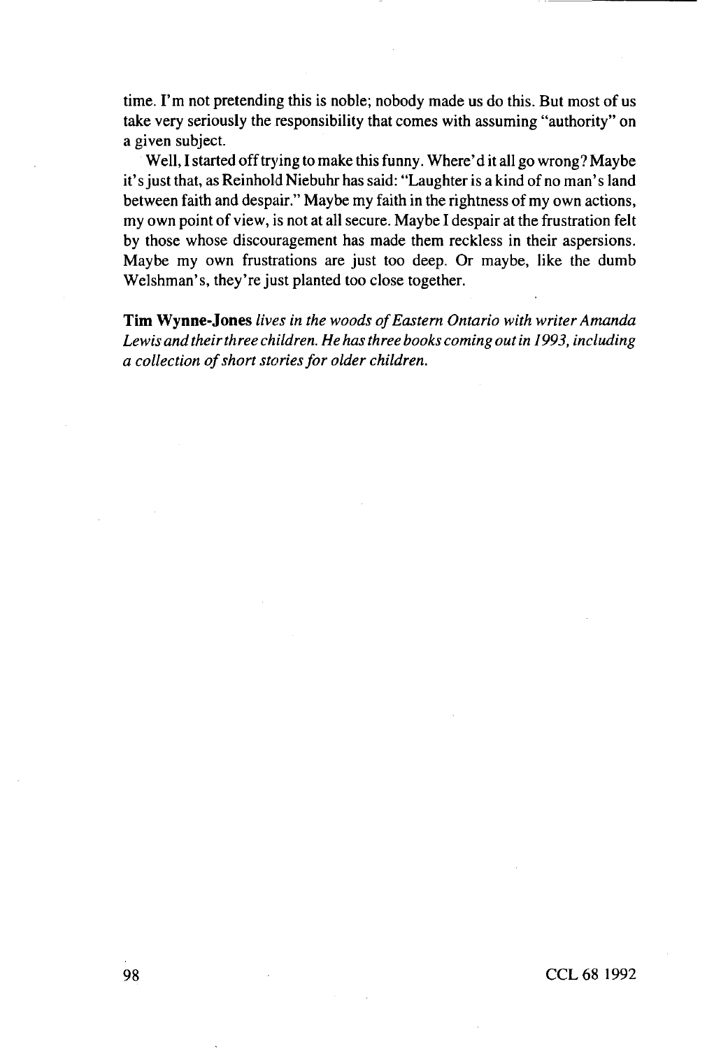time. I'm not pretending this is noble; nobody made us do this. But most of us take very seriously the responsibility that comes with assuming "authority" on a given subject.

Well, I started off trying to make this funny. Where'd it all go wrong? Maybe it's just that, as Reinhold Niebuhr has said: "Laughter is a kind of no man's land between faith and despair." Maybe my faith in the rightness of my own actions, my own point of view, is not at all secure. Maybe I despair at the frustration felt by those whose discouragement has made them reckless in their aspersions. Maybe my own frustrations are just too deep. Or maybe, like the dumb Welshman's, they're just planted too close together.

**Tim Wynne-Jones** *lives in the woods of Eastern Ontario with writer Amanda Lewis and their three children. He has three books coming out in 1993, including a collection of short stories for older children.*